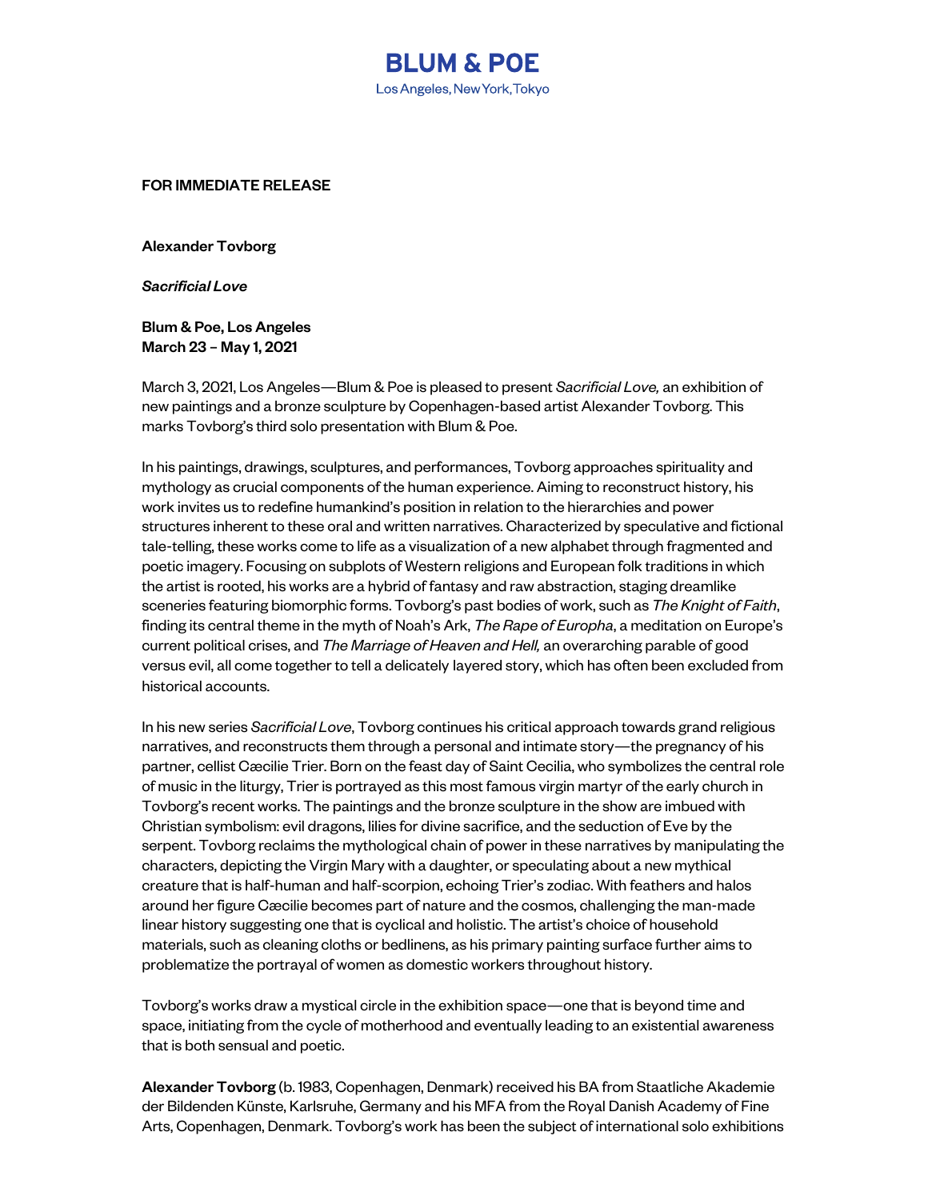# BLUM & POE

Los Angeles, New York, Tokyo

**FOR IMMEDIATE RELEASE**

**Alexander Tovborg**

***Sacrificial Love***

**Blum & Poe, Los Angeles**
**March 23 – May 1, 2021**

March 3, 2021, Los Angeles—Blum & Poe is pleased to present *Sacrificial Love,* an exhibition of new paintings and a bronze sculpture by Copenhagen-based artist Alexander Tovborg. This marks Tovborg's third solo presentation with Blum & Poe.

In his paintings, drawings, sculptures, and performances, Tovborg approaches spirituality and mythology as crucial components of the human experience. Aiming to reconstruct history, his work invites us to redefine humankind's position in relation to the hierarchies and power structures inherent to these oral and written narratives. Characterized by speculative and fictional tale-telling, these works come to life as a visualization of a new alphabet through fragmented and poetic imagery. Focusing on subplots of Western religions and European folk traditions in which the artist is rooted, his works are a hybrid of fantasy and raw abstraction, staging dreamlike sceneries featuring biomorphic forms. Tovborg's past bodies of work, such as *The Knight of Faith*, finding its central theme in the myth of Noah's Ark, *The Rape of Europha*, a meditation on Europe's current political crises, and *The Marriage of Heaven and Hell,* an overarching parable of good versus evil, all come together to tell a delicately layered story, which has often been excluded from historical accounts.

In his new series *Sacrificial Love*, Tovborg continues his critical approach towards grand religious narratives, and reconstructs them through a personal and intimate story—the pregnancy of his partner, cellist Cæcilie Trier. Born on the feast day of Saint Cecilia, who symbolizes the central role of music in the liturgy, Trier is portrayed as this most famous virgin martyr of the early church in Tovborg's recent works. The paintings and the bronze sculpture in the show are imbued with Christian symbolism: evil dragons, lilies for divine sacrifice, and the seduction of Eve by the serpent. Tovborg reclaims the mythological chain of power in these narratives by manipulating the characters, depicting the Virgin Mary with a daughter, or speculating about a new mythical creature that is half-human and half-scorpion, echoing Trier's zodiac. With feathers and halos around her figure Cæcilie becomes part of nature and the cosmos, challenging the man-made linear history suggesting one that is cyclical and holistic. The artist's choice of household materials, such as cleaning cloths or bedlinens, as his primary painting surface further aims to problematize the portrayal of women as domestic workers throughout history.

Tovborg's works draw a mystical circle in the exhibition space—one that is beyond time and space, initiating from the cycle of motherhood and eventually leading to an existential awareness that is both sensual and poetic.

**Alexander Tovborg** (b. 1983, Copenhagen, Denmark) received his BA from Staatliche Akademie der Bildenden Künste, Karlsruhe, Germany and his MFA from the Royal Danish Academy of Fine Arts, Copenhagen, Denmark. Tovborg's work has been the subject of international solo exhibitions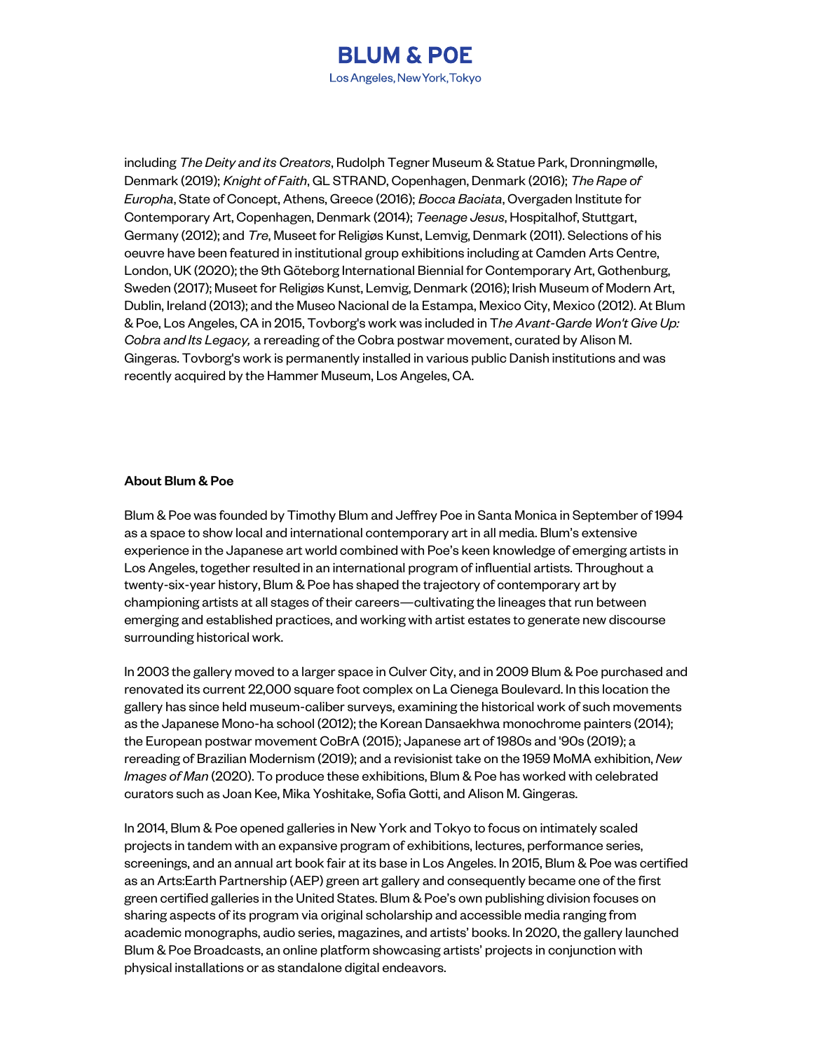including *The Deity and its Creators*, Rudolph Tegner Museum & Statue Park, Dronningmølle, Denmark (2019); *Knight of Faith*, GL STRAND, Copenhagen, Denmark (2016); *The Rape of Europha*, State of Concept, Athens, Greece (2016); *Bocca Baciata*, Overgaden Institute for Contemporary Art, Copenhagen, Denmark (2014); *Teenage Jesus*, Hospitalhof, Stuttgart, Germany (2012); and *Tre*, Museet for Religiøs Kunst, Lemvig, Denmark (2011). Selections of his oeuvre have been featured in institutional group exhibitions including at Camden Arts Centre, London, UK (2020); the 9th Göteborg International Biennial for Contemporary Art, Gothenburg, Sweden (2017); Museet for Religiøs Kunst, Lemvig, Denmark (2016); Irish Museum of Modern Art, Dublin, Ireland (2013); and the Museo Nacional de la Estampa, Mexico City, Mexico (2012). At Blum & Poe, Los Angeles, CA in 2015, Tovborg's work was included in T*he Avant-Garde Won't Give Up: Cobra and Its Legacy,* a rereading of the Cobra postwar movement, curated by Alison M. Gingeras. Tovborg's work is permanently installed in various public Danish institutions and was recently acquired by the Hammer Museum, Los Angeles, CA.

**About Blum & Poe**

Blum & Poe was founded by Timothy Blum and Jeffrey Poe in Santa Monica in September of 1994 as a space to show local and international contemporary art in all media. Blum's extensive experience in the Japanese art world combined with Poe's keen knowledge of emerging artists in Los Angeles, together resulted in an international program of influential artists. Throughout a twenty-six-year history, Blum & Poe has shaped the trajectory of contemporary art by championing artists at all stages of their careers—cultivating the lineages that run between emerging and established practices, and working with artist estates to generate new discourse surrounding historical work.

In 2003 the gallery moved to a larger space in Culver City, and in 2009 Blum & Poe purchased and renovated its current 22,000 square foot complex on La Cienega Boulevard. In this location the gallery has since held museum-caliber surveys, examining the historical work of such movements as the Japanese Mono-ha school (2012); the Korean Dansaekhwa monochrome painters (2014); the European postwar movement CoBrA (2015); Japanese art of 1980s and '90s (2019); a rereading of Brazilian Modernism (2019); and a revisionist take on the 1959 MoMA exhibition, *New Images of Man* (2020). To produce these exhibitions, Blum & Poe has worked with celebrated curators such as Joan Kee, Mika Yoshitake, Sofia Gotti, and Alison M. Gingeras.

In 2014, Blum & Poe opened galleries in New York and Tokyo to focus on intimately scaled projects in tandem with an expansive program of exhibitions, lectures, performance series, screenings, and an annual art book fair at its base in Los Angeles. In 2015, Blum & Poe was certified as an Arts:Earth Partnership (AEP) green art gallery and consequently became one of the first green certified galleries in the United States. Blum & Poe's own publishing division focuses on sharing aspects of its program via original scholarship and accessible media ranging from academic monographs, audio series, magazines, and artists' books. In 2020, the gallery launched Blum & Poe Broadcasts, an online platform showcasing artists' projects in conjunction with physical installations or as standalone digital endeavors.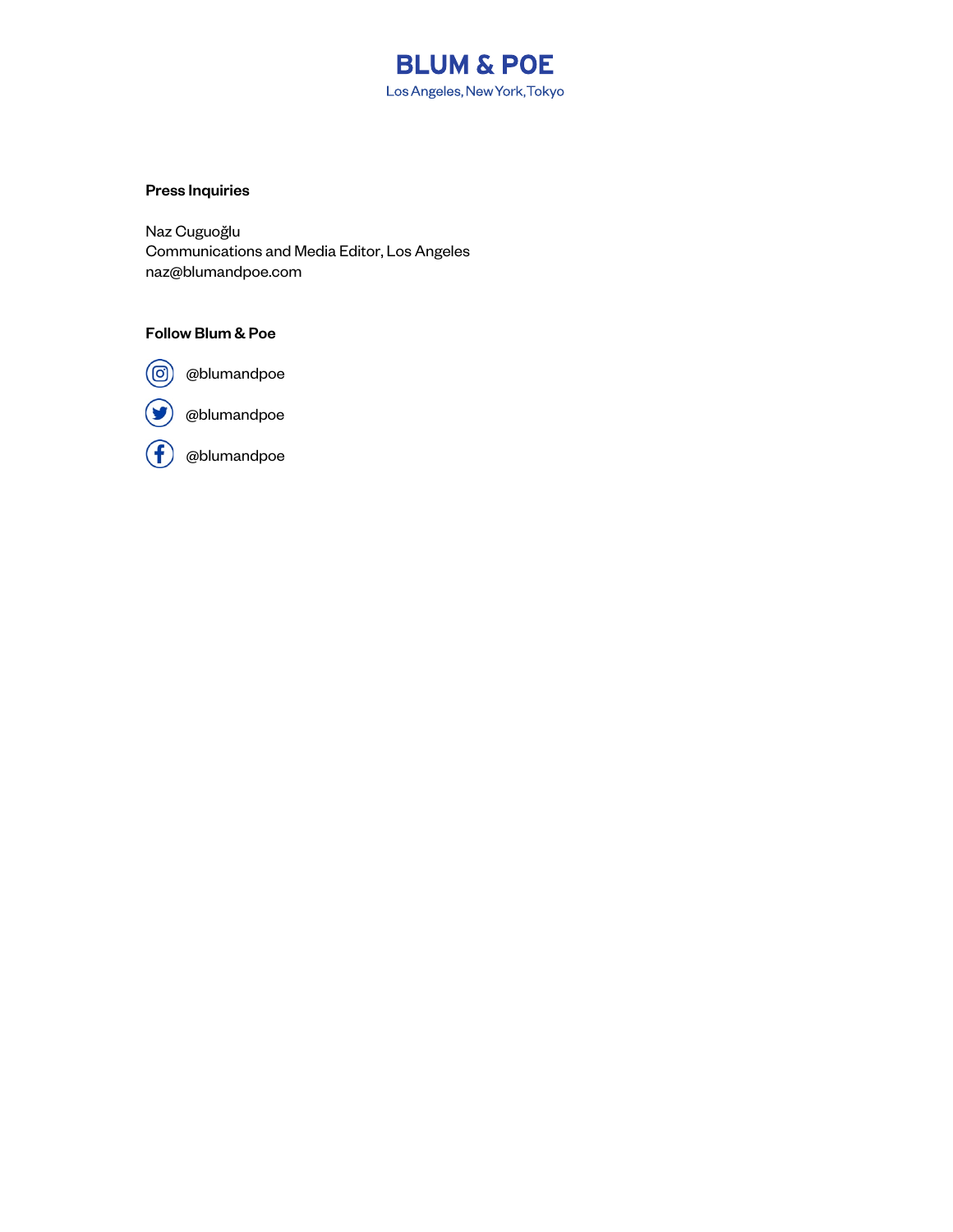# BLUM & POE

Los Angeles, New York, Tokyo

**Press Inquiries**

Naz Cuguoğlu
Communications and Media Editor, Los Angeles
naz@blumandpoe.com

**Follow Blum & Poe**

@blumandpoe

@blumandpoe

@blumandpoe